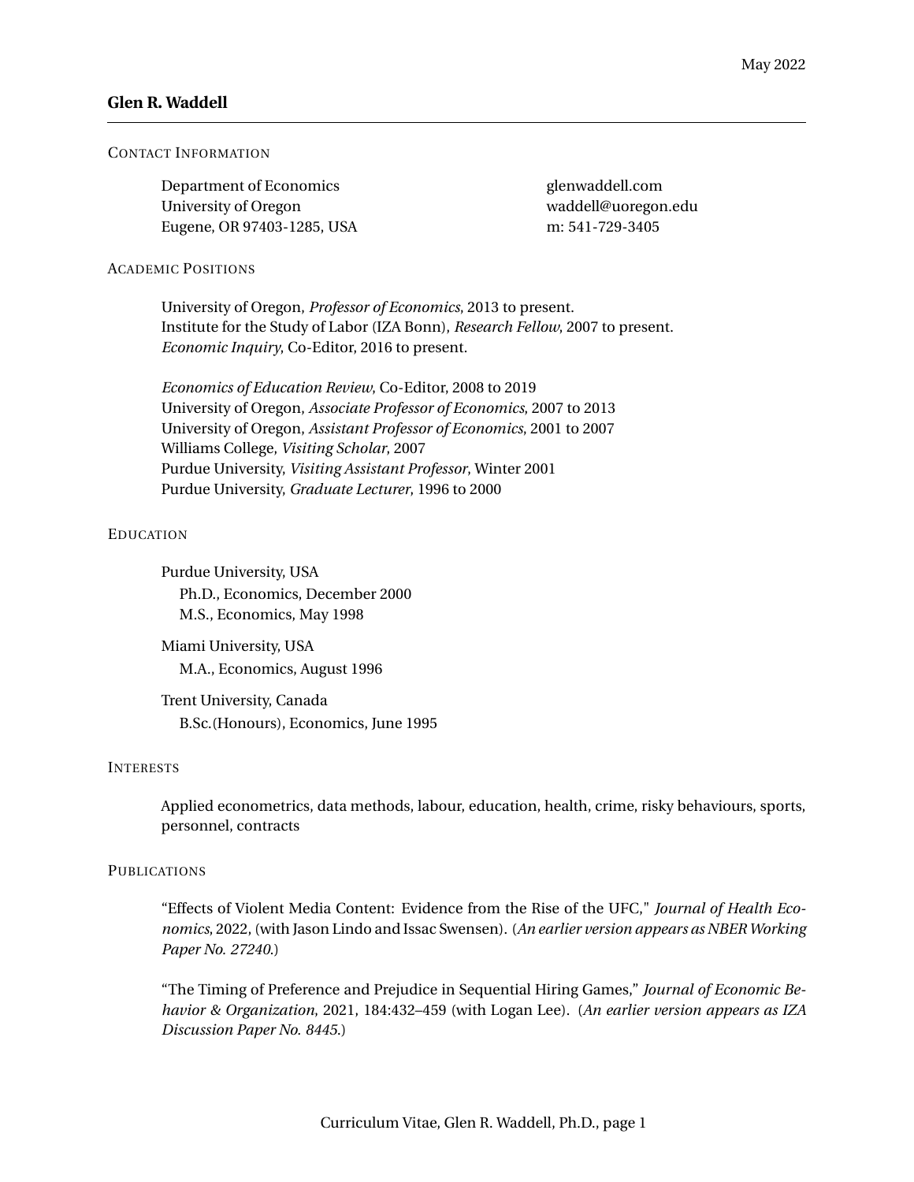May 2022

# Glen R. Waddell

## Contact Information

Department of Economics
University of Oregon
Eugene, OR 97403-1285, USA

glenwaddell.com
waddell@uoregon.edu
m: 541-729-3405

## Academic Positions

University of Oregon, *Professor of Economics*, 2013 to present.
Institute for the Study of Labor (IZA Bonn), *Research Fellow*, 2007 to present.
*Economic Inquiry*, Co-Editor, 2016 to present.

*Economics of Education Review*, Co-Editor, 2008 to 2019
University of Oregon, *Associate Professor of Economics*, 2007 to 2013
University of Oregon, *Assistant Professor of Economics*, 2001 to 2007
Williams College, *Visiting Scholar*, 2007
Purdue University, *Visiting Assistant Professor*, Winter 2001
Purdue University, *Graduate Lecturer*, 1996 to 2000

## Education

Purdue University, USA
Ph.D., Economics, December 2000
M.S., Economics, May 1998

Miami University, USA
M.A., Economics, August 1996

Trent University, Canada
B.Sc.(Honours), Economics, June 1995

## Interests

Applied econometrics, data methods, labour, education, health, crime, risky behaviours, sports, personnel, contracts

## Publications

"Effects of Violent Media Content: Evidence from the Rise of the UFC," *Journal of Health Economics*, 2022, (with Jason Lindo and Issac Swensen). (*An earlier version appears as NBER Working Paper No. 27240.*)

"The Timing of Preference and Prejudice in Sequential Hiring Games," *Journal of Economic Behavior & Organization*, 2021, 184:432–459 (with Logan Lee). (*An earlier version appears as IZA Discussion Paper No. 8445.*)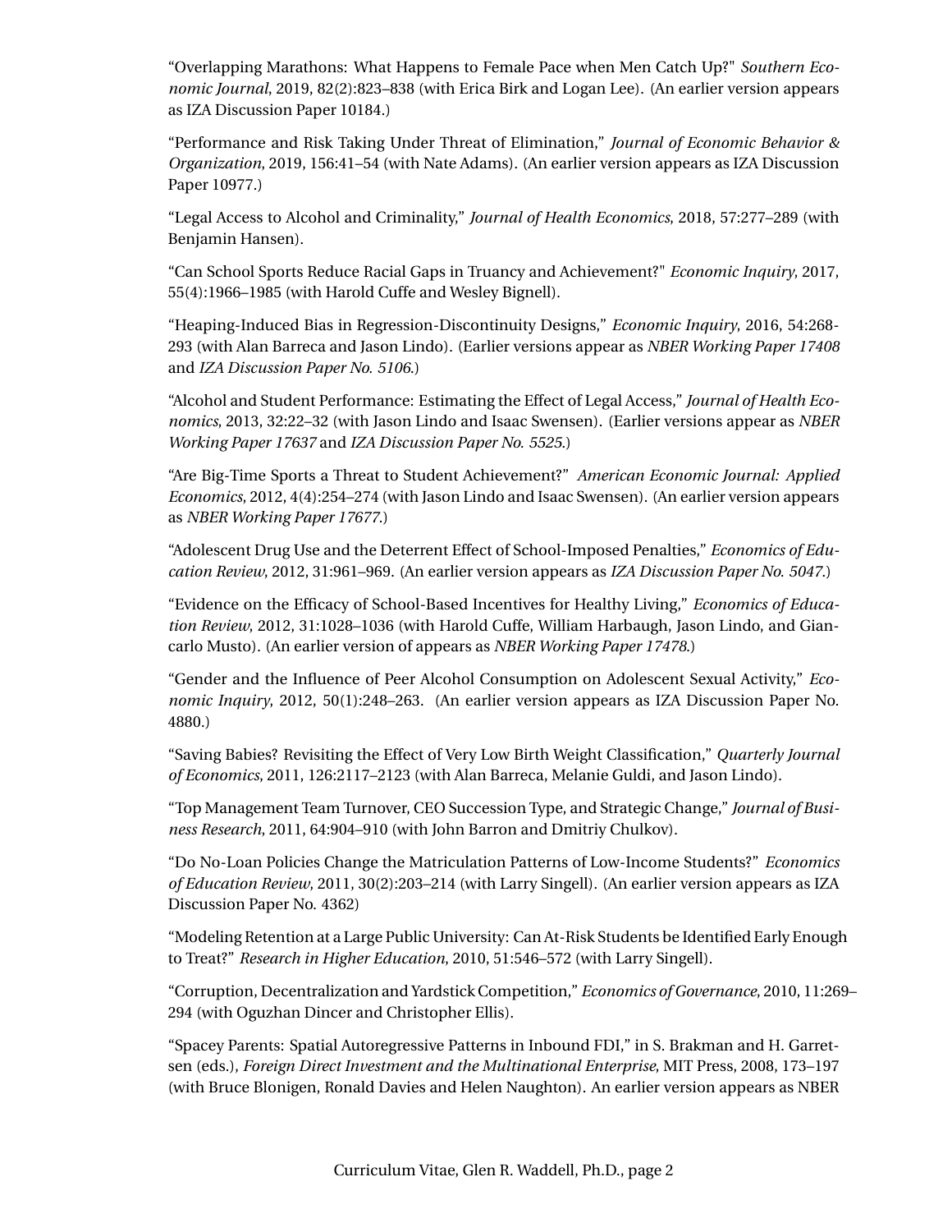"Overlapping Marathons: What Happens to Female Pace when Men Catch Up?" *Southern Economic Journal*, 2019, 82(2):823–838 (with Erica Birk and Logan Lee). (An earlier version appears as IZA Discussion Paper 10184.)

"Performance and Risk Taking Under Threat of Elimination," *Journal of Economic Behavior & Organization*, 2019, 156:41–54 (with Nate Adams). (An earlier version appears as IZA Discussion Paper 10977.)

"Legal Access to Alcohol and Criminality," *Journal of Health Economics*, 2018, 57:277–289 (with Benjamin Hansen).

"Can School Sports Reduce Racial Gaps in Truancy and Achievement?" *Economic Inquiry*, 2017, 55(4):1966–1985 (with Harold Cuffe and Wesley Bignell).

"Heaping-Induced Bias in Regression-Discontinuity Designs," *Economic Inquiry*, 2016, 54:268-293 (with Alan Barreca and Jason Lindo). (Earlier versions appear as *NBER Working Paper 17408* and *IZA Discussion Paper No. 5106*.)

"Alcohol and Student Performance: Estimating the Effect of Legal Access," *Journal of Health Economics*, 2013, 32:22–32 (with Jason Lindo and Isaac Swensen). (Earlier versions appear as *NBER Working Paper 17637* and *IZA Discussion Paper No. 5525*.)

"Are Big-Time Sports a Threat to Student Achievement?" *American Economic Journal: Applied Economics*, 2012, 4(4):254–274 (with Jason Lindo and Isaac Swensen). (An earlier version appears as *NBER Working Paper 17677*.)

"Adolescent Drug Use and the Deterrent Effect of School-Imposed Penalties," *Economics of Education Review*, 2012, 31:961–969. (An earlier version appears as *IZA Discussion Paper No. 5047*.)

"Evidence on the Efficacy of School-Based Incentives for Healthy Living," *Economics of Education Review*, 2012, 31:1028–1036 (with Harold Cuffe, William Harbaugh, Jason Lindo, and Giancarlo Musto). (An earlier version of appears as *NBER Working Paper 17478*.)

"Gender and the Influence of Peer Alcohol Consumption on Adolescent Sexual Activity," *Economic Inquiry*, 2012, 50(1):248–263. (An earlier version appears as IZA Discussion Paper No. 4880.)

"Saving Babies? Revisiting the Effect of Very Low Birth Weight Classification," *Quarterly Journal of Economics*, 2011, 126:2117–2123 (with Alan Barreca, Melanie Guldi, and Jason Lindo).

"Top Management Team Turnover, CEO Succession Type, and Strategic Change," *Journal of Business Research*, 2011, 64:904–910 (with John Barron and Dmitriy Chulkov).

"Do No-Loan Policies Change the Matriculation Patterns of Low-Income Students?" *Economics of Education Review*, 2011, 30(2):203–214 (with Larry Singell). (An earlier version appears as IZA Discussion Paper No. 4362)

"Modeling Retention at a Large Public University: Can At-Risk Students be Identified Early Enough to Treat?" *Research in Higher Education*, 2010, 51:546–572 (with Larry Singell).

"Corruption, Decentralization and Yardstick Competition," *Economics of Governance*, 2010, 11:269–294 (with Oguzhan Dincer and Christopher Ellis).

"Spacey Parents: Spatial Autoregressive Patterns in Inbound FDI," in S. Brakman and H. Garretsen (eds.), *Foreign Direct Investment and the Multinational Enterprise*, MIT Press, 2008, 173–197 (with Bruce Blonigen, Ronald Davies and Helen Naughton). An earlier version appears as NBER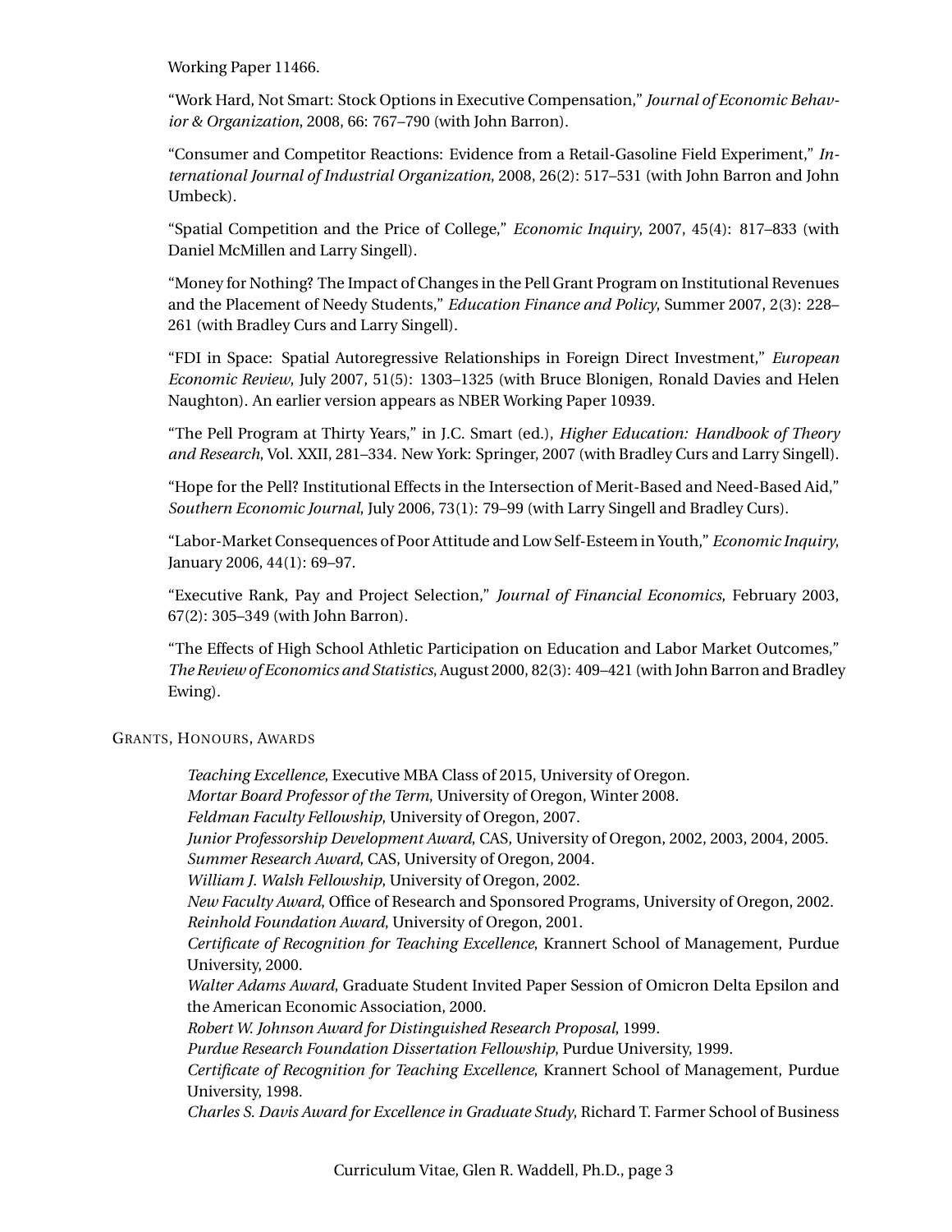Working Paper 11466.

"Work Hard, Not Smart: Stock Options in Executive Compensation," *Journal of Economic Behavior & Organization*, 2008, 66: 767–790 (with John Barron).

"Consumer and Competitor Reactions: Evidence from a Retail-Gasoline Field Experiment," *International Journal of Industrial Organization*, 2008, 26(2): 517–531 (with John Barron and John Umbeck).

"Spatial Competition and the Price of College," *Economic Inquiry*, 2007, 45(4): 817–833 (with Daniel McMillen and Larry Singell).

"Money for Nothing? The Impact of Changes in the Pell Grant Program on Institutional Revenues and the Placement of Needy Students," *Education Finance and Policy*, Summer 2007, 2(3): 228–261 (with Bradley Curs and Larry Singell).

"FDI in Space: Spatial Autoregressive Relationships in Foreign Direct Investment," *European Economic Review*, July 2007, 51(5): 1303–1325 (with Bruce Blonigen, Ronald Davies and Helen Naughton). An earlier version appears as NBER Working Paper 10939.

"The Pell Program at Thirty Years," in J.C. Smart (ed.), *Higher Education: Handbook of Theory and Research*, Vol. XXII, 281–334. New York: Springer, 2007 (with Bradley Curs and Larry Singell).

"Hope for the Pell? Institutional Effects in the Intersection of Merit-Based and Need-Based Aid," *Southern Economic Journal*, July 2006, 73(1): 79–99 (with Larry Singell and Bradley Curs).

"Labor-Market Consequences of Poor Attitude and Low Self-Esteem in Youth," *Economic Inquiry*, January 2006, 44(1): 69–97.

"Executive Rank, Pay and Project Selection," *Journal of Financial Economics*, February 2003, 67(2): 305–349 (with John Barron).

"The Effects of High School Athletic Participation on Education and Labor Market Outcomes," *The Review of Economics and Statistics*, August 2000, 82(3): 409–421 (with John Barron and Bradley Ewing).

## GRANTS, HONOURS, AWARDS

*Teaching Excellence*, Executive MBA Class of 2015, University of Oregon.
*Mortar Board Professor of the Term*, University of Oregon, Winter 2008.
*Feldman Faculty Fellowship*, University of Oregon, 2007.
*Junior Professorship Development Award*, CAS, University of Oregon, 2002, 2003, 2004, 2005.
*Summer Research Award*, CAS, University of Oregon, 2004.
*William J. Walsh Fellowship*, University of Oregon, 2002.
*New Faculty Award*, Office of Research and Sponsored Programs, University of Oregon, 2002.
*Reinhold Foundation Award*, University of Oregon, 2001.
*Certificate of Recognition for Teaching Excellence*, Krannert School of Management, Purdue University, 2000.
*Walter Adams Award*, Graduate Student Invited Paper Session of Omicron Delta Epsilon and the American Economic Association, 2000.
*Robert W. Johnson Award for Distinguished Research Proposal*, 1999.
*Purdue Research Foundation Dissertation Fellowship*, Purdue University, 1999.
*Certificate of Recognition for Teaching Excellence*, Krannert School of Management, Purdue University, 1998.
*Charles S. Davis Award for Excellence in Graduate Study*, Richard T. Farmer School of Business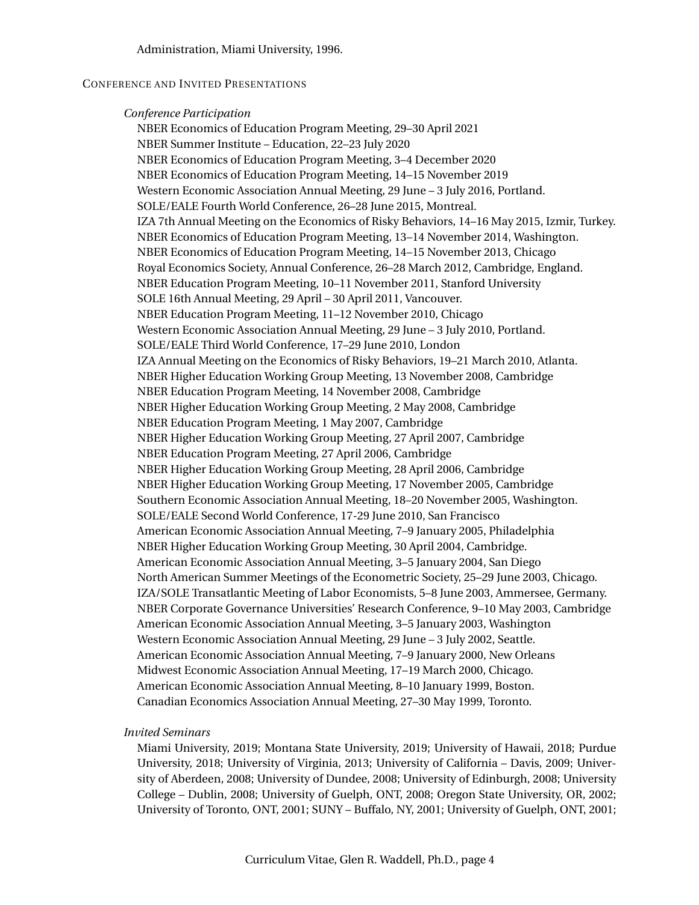Administration, Miami University, 1996.

## CONFERENCE AND INVITED PRESENTATIONS

*Conference Participation*

NBER Economics of Education Program Meeting, 29–30 April 2021
NBER Summer Institute – Education, 22–23 July 2020
NBER Economics of Education Program Meeting, 3–4 December 2020
NBER Economics of Education Program Meeting, 14–15 November 2019
Western Economic Association Annual Meeting, 29 June – 3 July 2016, Portland.
SOLE/EALE Fourth World Conference, 26–28 June 2015, Montreal.
IZA 7th Annual Meeting on the Economics of Risky Behaviors, 14–16 May 2015, Izmir, Turkey.
NBER Economics of Education Program Meeting, 13–14 November 2014, Washington.
NBER Economics of Education Program Meeting, 14–15 November 2013, Chicago
Royal Economics Society, Annual Conference, 26–28 March 2012, Cambridge, England.
NBER Education Program Meeting, 10–11 November 2011, Stanford University
SOLE 16th Annual Meeting, 29 April – 30 April 2011, Vancouver.
NBER Education Program Meeting, 11–12 November 2010, Chicago
Western Economic Association Annual Meeting, 29 June – 3 July 2010, Portland.
SOLE/EALE Third World Conference, 17–29 June 2010, London
IZA Annual Meeting on the Economics of Risky Behaviors, 19–21 March 2010, Atlanta.
NBER Higher Education Working Group Meeting, 13 November 2008, Cambridge
NBER Education Program Meeting, 14 November 2008, Cambridge
NBER Higher Education Working Group Meeting, 2 May 2008, Cambridge
NBER Education Program Meeting, 1 May 2007, Cambridge
NBER Higher Education Working Group Meeting, 27 April 2007, Cambridge
NBER Education Program Meeting, 27 April 2006, Cambridge
NBER Higher Education Working Group Meeting, 28 April 2006, Cambridge
NBER Higher Education Working Group Meeting, 17 November 2005, Cambridge
Southern Economic Association Annual Meeting, 18–20 November 2005, Washington.
SOLE/EALE Second World Conference, 17-29 June 2010, San Francisco
American Economic Association Annual Meeting, 7–9 January 2005, Philadelphia
NBER Higher Education Working Group Meeting, 30 April 2004, Cambridge.
American Economic Association Annual Meeting, 3–5 January 2004, San Diego
North American Summer Meetings of the Econometric Society, 25–29 June 2003, Chicago.
IZA/SOLE Transatlantic Meeting of Labor Economists, 5–8 June 2003, Ammersee, Germany.
NBER Corporate Governance Universities' Research Conference, 9–10 May 2003, Cambridge
American Economic Association Annual Meeting, 3–5 January 2003, Washington
Western Economic Association Annual Meeting, 29 June – 3 July 2002, Seattle.
American Economic Association Annual Meeting, 7–9 January 2000, New Orleans
Midwest Economic Association Annual Meeting, 17–19 March 2000, Chicago.
American Economic Association Annual Meeting, 8–10 January 1999, Boston.
Canadian Economics Association Annual Meeting, 27–30 May 1999, Toronto.

*Invited Seminars*

Miami University, 2019; Montana State University, 2019; University of Hawaii, 2018; Purdue University, 2018; University of Virginia, 2013; University of California – Davis, 2009; University of Aberdeen, 2008; University of Dundee, 2008; University of Edinburgh, 2008; University College – Dublin, 2008; University of Guelph, ONT, 2008; Oregon State University, OR, 2002; University of Toronto, ONT, 2001; SUNY – Buffalo, NY, 2001; University of Guelph, ONT, 2001;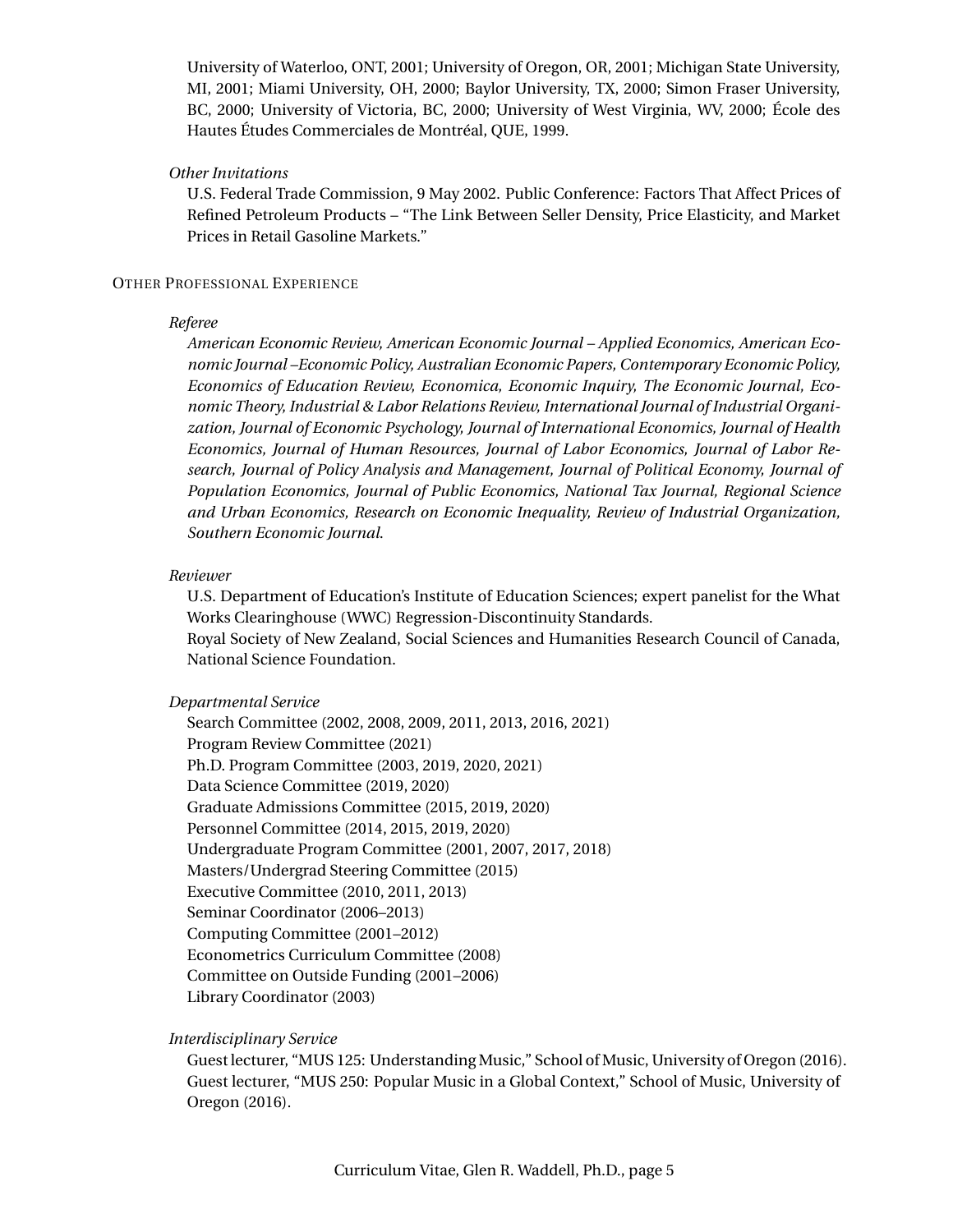University of Waterloo, ONT, 2001; University of Oregon, OR, 2001; Michigan State University, MI, 2001; Miami University, OH, 2000; Baylor University, TX, 2000; Simon Fraser University, BC, 2000; University of Victoria, BC, 2000; University of West Virginia, WV, 2000; École des Hautes Études Commerciales de Montréal, QUE, 1999.

*Other Invitations*

U.S. Federal Trade Commission, 9 May 2002. Public Conference: Factors That Affect Prices of Refined Petroleum Products – "The Link Between Seller Density, Price Elasticity, and Market Prices in Retail Gasoline Markets."

## OTHER PROFESSIONAL EXPERIENCE

*Referee*

*American Economic Review, American Economic Journal – Applied Economics, American Economic Journal –Economic Policy, Australian Economic Papers, Contemporary Economic Policy, Economics of Education Review, Economica, Economic Inquiry, The Economic Journal, Economic Theory, Industrial & Labor Relations Review, International Journal of Industrial Organization, Journal of Economic Psychology, Journal of International Economics, Journal of Health Economics, Journal of Human Resources, Journal of Labor Economics, Journal of Labor Research, Journal of Policy Analysis and Management, Journal of Political Economy, Journal of Population Economics, Journal of Public Economics, National Tax Journal, Regional Science and Urban Economics, Research on Economic Inequality, Review of Industrial Organization, Southern Economic Journal.*

*Reviewer*

U.S. Department of Education's Institute of Education Sciences; expert panelist for the What Works Clearinghouse (WWC) Regression-Discontinuity Standards.
Royal Society of New Zealand, Social Sciences and Humanities Research Council of Canada, National Science Foundation.

*Departmental Service*

Search Committee (2002, 2008, 2009, 2011, 2013, 2016, 2021)
Program Review Committee (2021)
Ph.D. Program Committee (2003, 2019, 2020, 2021)
Data Science Committee (2019, 2020)
Graduate Admissions Committee (2015, 2019, 2020)
Personnel Committee (2014, 2015, 2019, 2020)
Undergraduate Program Committee (2001, 2007, 2017, 2018)
Masters/Undergrad Steering Committee (2015)
Executive Committee (2010, 2011, 2013)
Seminar Coordinator (2006–2013)
Computing Committee (2001–2012)
Econometrics Curriculum Committee (2008)
Committee on Outside Funding (2001–2006)
Library Coordinator (2003)

*Interdisciplinary Service*

Guest lecturer, "MUS 125: Understanding Music," School of Music, University of Oregon (2016).
Guest lecturer, "MUS 250: Popular Music in a Global Context," School of Music, University of Oregon (2016).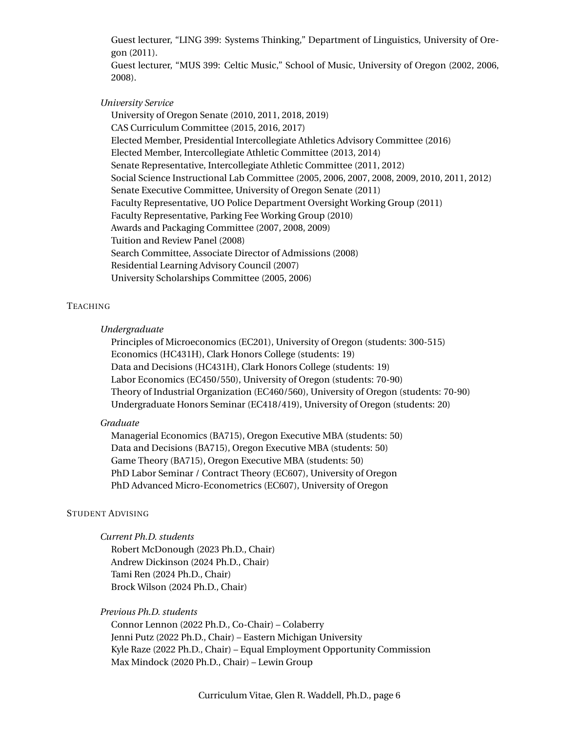Guest lecturer, “LING 399: Systems Thinking,” Department of Linguistics, University of Oregon (2011).
Guest lecturer, “MUS 399: Celtic Music,” School of Music, University of Oregon (2002, 2006, 2008).

*University Service*

University of Oregon Senate (2010, 2011, 2018, 2019)
CAS Curriculum Committee (2015, 2016, 2017)
Elected Member, Presidential Intercollegiate Athletics Advisory Committee (2016)
Elected Member, Intercollegiate Athletic Committee (2013, 2014)
Senate Representative, Intercollegiate Athletic Committee (2011, 2012)
Social Science Instructional Lab Committee (2005, 2006, 2007, 2008, 2009, 2010, 2011, 2012)
Senate Executive Committee, University of Oregon Senate (2011)
Faculty Representative, UO Police Department Oversight Working Group (2011)
Faculty Representative, Parking Fee Working Group (2010)
Awards and Packaging Committee (2007, 2008, 2009)
Tuition and Review Panel (2008)
Search Committee, Associate Director of Admissions (2008)
Residential Learning Advisory Council (2007)
University Scholarships Committee (2005, 2006)

## TEACHING

*Undergraduate*

Principles of Microeconomics (EC201), University of Oregon (students: 300-515)
Economics (HC431H), Clark Honors College (students: 19)
Data and Decisions (HC431H), Clark Honors College (students: 19)
Labor Economics (EC450/550), University of Oregon (students: 70-90)
Theory of Industrial Organization (EC460/560), University of Oregon (students: 70-90)
Undergraduate Honors Seminar (EC418/419), University of Oregon (students: 20)

*Graduate*

Managerial Economics (BA715), Oregon Executive MBA (students: 50)
Data and Decisions (BA715), Oregon Executive MBA (students: 50)
Game Theory (BA715), Oregon Executive MBA (students: 50)
PhD Labor Seminar / Contract Theory (EC607), University of Oregon
PhD Advanced Micro-Econometrics (EC607), University of Oregon

## STUDENT ADVISING

*Current Ph.D. students*

Robert McDonough (2023 Ph.D., Chair)
Andrew Dickinson (2024 Ph.D., Chair)
Tami Ren (2024 Ph.D., Chair)
Brock Wilson (2024 Ph.D., Chair)

*Previous Ph.D. students*

Connor Lennon (2022 Ph.D., Co-Chair) – Colaberry
Jenni Putz (2022 Ph.D., Chair) – Eastern Michigan University
Kyle Raze (2022 Ph.D., Chair) – Equal Employment Opportunity Commission
Max Mindock (2020 Ph.D., Chair) – Lewin Group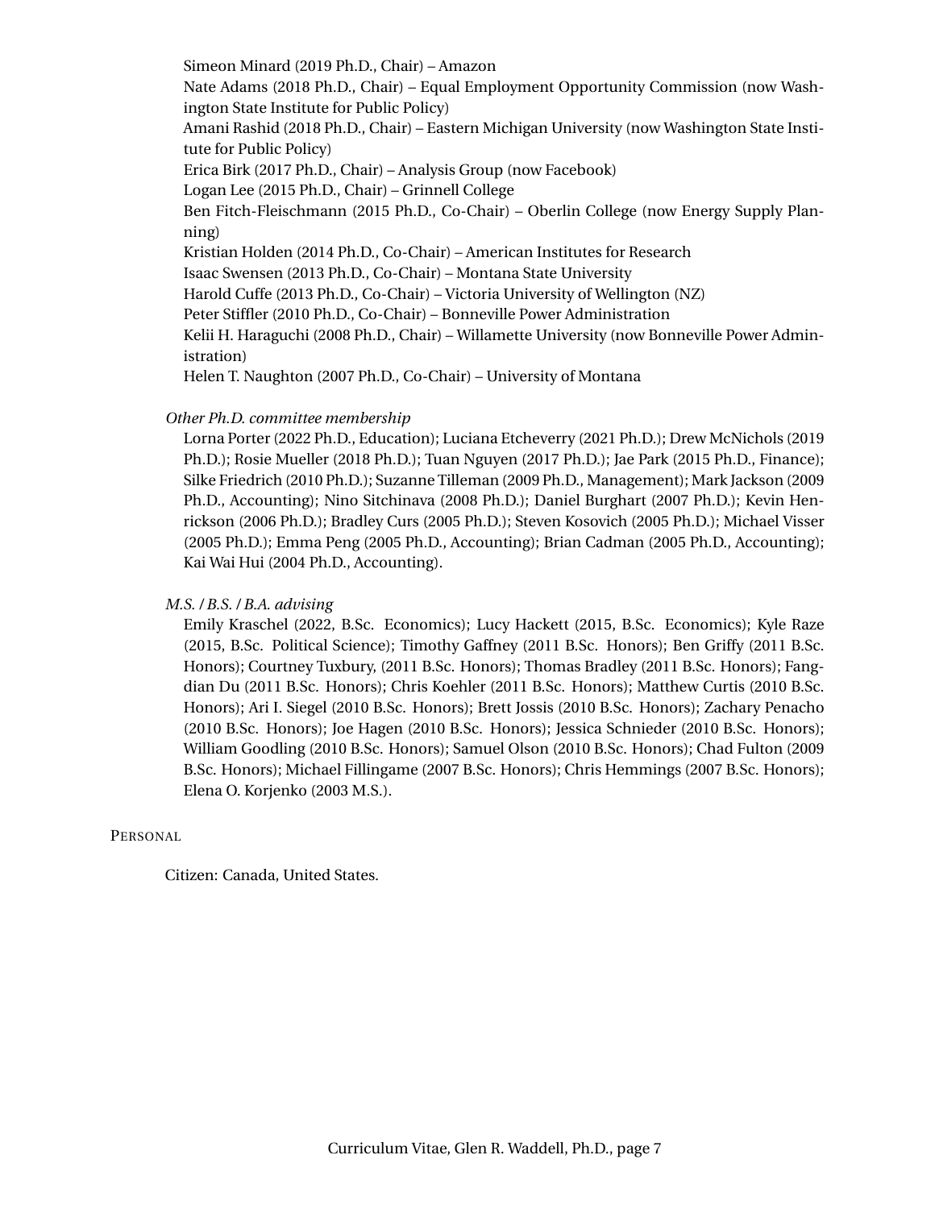Simeon Minard (2019 Ph.D., Chair) – Amazon

Nate Adams (2018 Ph.D., Chair) – Equal Employment Opportunity Commission (now Washington State Institute for Public Policy)

Amani Rashid (2018 Ph.D., Chair) – Eastern Michigan University (now Washington State Institute for Public Policy)

Erica Birk (2017 Ph.D., Chair) – Analysis Group (now Facebook)

Logan Lee (2015 Ph.D., Chair) – Grinnell College

Ben Fitch-Fleischmann (2015 Ph.D., Co-Chair) – Oberlin College (now Energy Supply Planning)

Kristian Holden (2014 Ph.D., Co-Chair) – American Institutes for Research

Isaac Swensen (2013 Ph.D., Co-Chair) – Montana State University

Harold Cuffe (2013 Ph.D., Co-Chair) – Victoria University of Wellington (NZ)

Peter Stiffler (2010 Ph.D., Co-Chair) – Bonneville Power Administration

Kelii H. Haraguchi (2008 Ph.D., Chair) – Willamette University (now Bonneville Power Administration)

Helen T. Naughton (2007 Ph.D., Co-Chair) – University of Montana

*Other Ph.D. committee membership*

Lorna Porter (2022 Ph.D., Education); Luciana Etcheverry (2021 Ph.D.); Drew McNichols (2019 Ph.D.); Rosie Mueller (2018 Ph.D.); Tuan Nguyen (2017 Ph.D.); Jae Park (2015 Ph.D., Finance); Silke Friedrich (2010 Ph.D.); Suzanne Tilleman (2009 Ph.D., Management); Mark Jackson (2009 Ph.D., Accounting); Nino Sitchinava (2008 Ph.D.); Daniel Burghart (2007 Ph.D.); Kevin Henrickson (2006 Ph.D.); Bradley Curs (2005 Ph.D.); Steven Kosovich (2005 Ph.D.); Michael Visser (2005 Ph.D.); Emma Peng (2005 Ph.D., Accounting); Brian Cadman (2005 Ph.D., Accounting); Kai Wai Hui (2004 Ph.D., Accounting).

*M.S. / B.S. / B.A. advising*

Emily Kraschel (2022, B.Sc. Economics); Lucy Hackett (2015, B.Sc. Economics); Kyle Raze (2015, B.Sc. Political Science); Timothy Gaffney (2011 B.Sc. Honors); Ben Griffy (2011 B.Sc. Honors); Courtney Tuxbury, (2011 B.Sc. Honors); Thomas Bradley (2011 B.Sc. Honors); Fangdian Du (2011 B.Sc. Honors); Chris Koehler (2011 B.Sc. Honors); Matthew Curtis (2010 B.Sc. Honors); Ari I. Siegel (2010 B.Sc. Honors); Brett Jossis (2010 B.Sc. Honors); Zachary Penacho (2010 B.Sc. Honors); Joe Hagen (2010 B.Sc. Honors); Jessica Schnieder (2010 B.Sc. Honors); William Goodling (2010 B.Sc. Honors); Samuel Olson (2010 B.Sc. Honors); Chad Fulton (2009 B.Sc. Honors); Michael Fillingame (2007 B.Sc. Honors); Chris Hemmings (2007 B.Sc. Honors); Elena O. Korjenko (2003 M.S.).

## Personal

Citizen: Canada, United States.